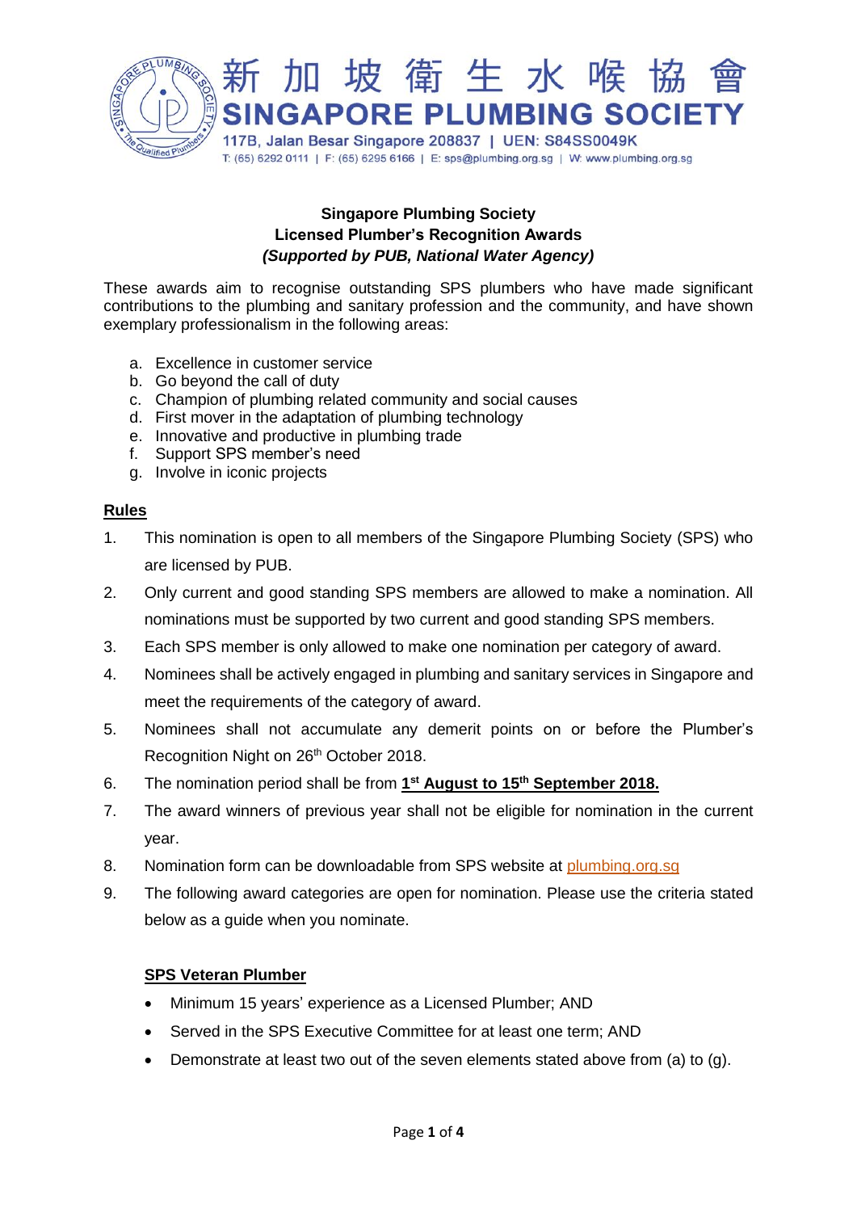新加坡衛生水喉協會
SINGAPORE PLUMBING SOCIETY
117B, Jalan Besar Singapore 208837 | UEN: S84SS0049K
T: (65) 6292 0111 | F: (65) 6295 6166 | E: sps@plumbing.org.sg | W: www.plumbing.org.sg

**Singapore Plumbing Society**
**Licensed Plumber's Recognition Awards**
***(Supported by PUB, National Water Agency)***

These awards aim to recognise outstanding SPS plumbers who have made significant contributions to the plumbing and sanitary profession and the community, and have shown exemplary professionalism in the following areas:

a. Excellence in customer service
b. Go beyond the call of duty
c. Champion of plumbing related community and social causes
d. First mover in the adaptation of plumbing technology
e. Innovative and productive in plumbing trade
f. Support SPS member's need
g. Involve in iconic projects

**Rules**

1. This nomination is open to all members of the Singapore Plumbing Society (SPS) who are licensed by PUB.
2. Only current and good standing SPS members are allowed to make a nomination. All nominations must be supported by two current and good standing SPS members.
3. Each SPS member is only allowed to make one nomination per category of award.
4. Nominees shall be actively engaged in plumbing and sanitary services in Singapore and meet the requirements of the category of award.
5. Nominees shall not accumulate any demerit points on or before the Plumber's Recognition Night on 26th October 2018.
6. The nomination period shall be from **1st August to 15th September 2018.**
7. The award winners of previous year shall not be eligible for nomination in the current year.
8. Nomination form can be downloadable from SPS website at plumbing.org.sg
9. The following award categories are open for nomination. Please use the criteria stated below as a guide when you nominate.

**SPS Veteran Plumber**

- Minimum 15 years' experience as a Licensed Plumber; AND
- Served in the SPS Executive Committee for at least one term; AND
- Demonstrate at least two out of the seven elements stated above from (a) to (g).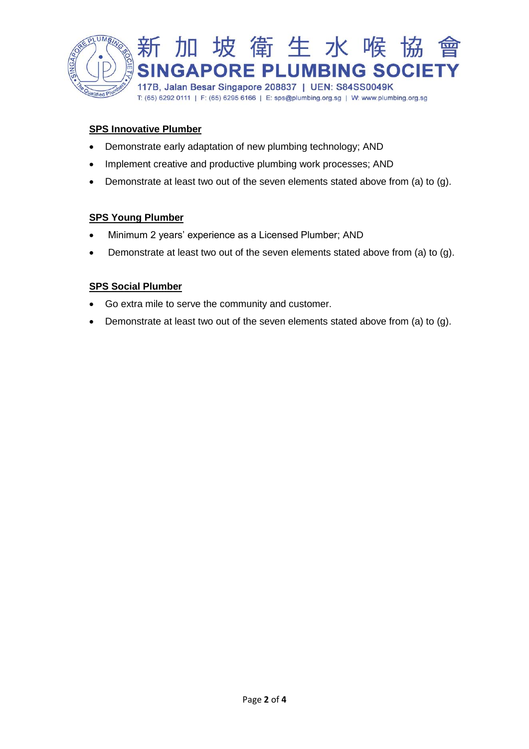**SPS Innovative Plumber**

- Demonstrate early adaptation of new plumbing technology; AND
- Implement creative and productive plumbing work processes; AND
- Demonstrate at least two out of the seven elements stated above from (a) to (g).

**SPS Young Plumber**

- Minimum 2 years' experience as a Licensed Plumber; AND
- Demonstrate at least two out of the seven elements stated above from (a) to (g).

**SPS Social Plumber**

- Go extra mile to serve the community and customer.
- Demonstrate at least two out of the seven elements stated above from (a) to (g).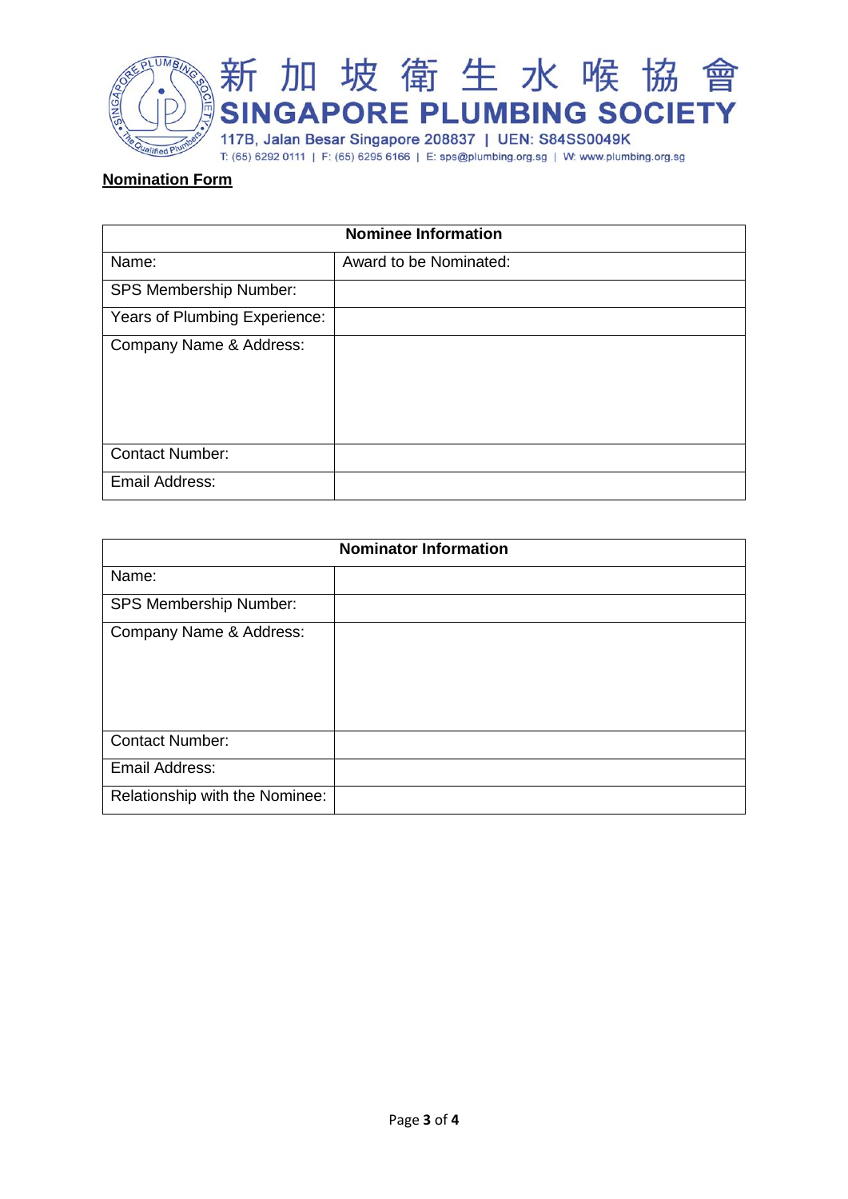新加坡衛生水喉協會
**SINGAPORE PLUMBING SOCIETY**
117B, Jalan Besar Singapore 208837 | UEN: S84SS0049K
T: (65) 6292 0111 | F: (65) 6295 6166 | E: sps@plumbing.org.sg | W: www.plumbing.org.sg

**Nomination Form**

| Nominee Information | |
|---|---|
| Name: | Award to be Nominated: |
| SPS Membership Number: | |
| Years of Plumbing Experience: | |
| Company Name & Address: | |
| Contact Number: | |
| Email Address: | |

| Nominator Information | |
|---|---|
| Name: | |
| SPS Membership Number: | |
| Company Name & Address: | |
| Contact Number: | |
| Email Address: | |
| Relationship with the Nominee: | |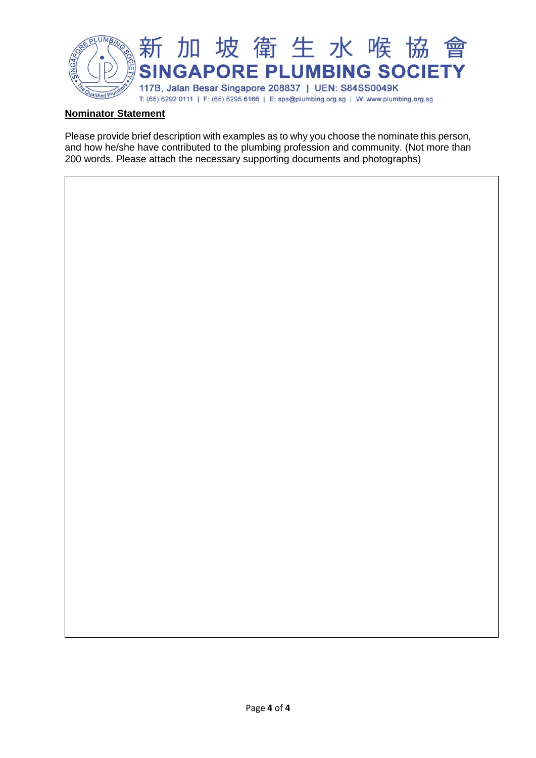新加坡衛生水喉協會
**SINGAPORE PLUMBING SOCIETY**
117B, Jalan Besar Singapore 208837 | UEN: S84SS0049K
T: (65) 6292 0111 | F: (65) 6295 6166 | E: sps@plumbing.org.sg | W: www.plumbing.org.sg

**Nominator Statement**

Please provide brief description with examples as to why you choose the nominate this person, and how he/she have contributed to the plumbing profession and community. (Not more than 200 words. Please attach the necessary supporting documents and photographs)